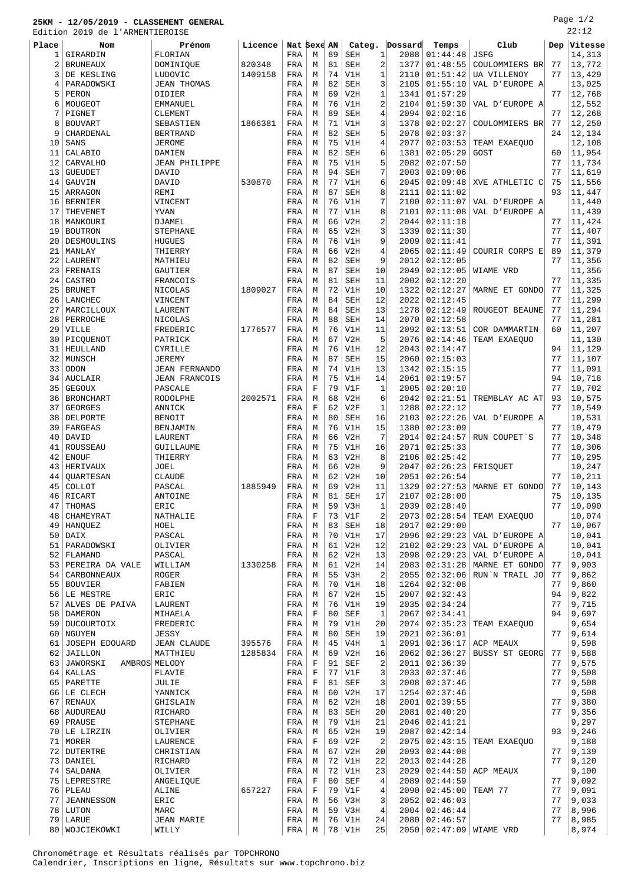# 25KM - 12/05/2019 - CLASSEMENT GENERAL

Edition 2019 de l'ARMENTIEROISE

22:12

| Place | Nom | Prénom | Licence | Nat | Sexe | AN | Categ. | | Dossard | Temps | Club | Dep | Vitesse |
|---|---|---|---|---|---|---|---|---|---|---|---|---|---|
| 1 | GIRARDIN | FLORIAN | | FRA | M | 89 | SEH | 1 | 2088 | 01:44:48 | JSFG | | 14,313 |
| 2 | BRUNEAUX | DOMINIQUE | 820348 | FRA | M | 81 | SEH | 2 | 1377 | 01:48:55 | COULOMMIERS BR | 77 | 13,772 |
| 3 | DE KESLING | LUDOVIC | 1409158 | FRA | M | 74 | V1H | 1 | 2110 | 01:51:42 | UA VILLENOY | 77 | 13,429 |
| 4 | PARADOWSKI | JEAN THOMAS | | FRA | M | 82 | SEH | 3 | 2105 | 01:55:10 | VAL D'EUROPE A | | 13,025 |
| 5 | PERON | DIDIER | | FRA | M | 69 | V2H | 1 | 1341 | 01:57:29 | | 77 | 12,768 |
| 6 | MOUGEOT | EMMANUEL | | FRA | M | 76 | V1H | 2 | 2104 | 01:59:30 | VAL D'EUROPE A | | 12,552 |
| 7 | PIGNET | CLEMENT | | FRA | M | 89 | SEH | 4 | 2094 | 02:02:16 | | 77 | 12,268 |
| 8 | BOUVART | SEBASTIEN | 1866381 | FRA | M | 71 | V1H | 3 | 1378 | 02:02:27 | COULOMMIERS BR | 77 | 12,250 |
| 9 | CHARDENAL | BERTRAND | | FRA | M | 82 | SEH | 5 | 2078 | 02:03:37 | | 24 | 12,134 |
| 10 | SANS | JEROME | | FRA | M | 75 | V1H | 4 | 2077 | 02:03:53 | TEAM EXAEQUO | | 12,108 |
| 11 | CALABIO | DAMIEN | | FRA | M | 82 | SEH | 6 | 1381 | 02:05:29 | GOST | 60 | 11,954 |
| 12 | CARVALHO | JEAN PHILIPPE | | FRA | M | 75 | V1H | 5 | 2082 | 02:07:50 | | 77 | 11,734 |
| 13 | GUEUDET | DAVID | | FRA | M | 94 | SEH | 7 | 2003 | 02:09:06 | | 77 | 11,619 |
| 14 | GAUVIN | DAVID | 530870 | FRA | M | 77 | V1H | 6 | 2045 | 02:09:48 | XVE ATHLETIC C | 75 | 11,556 |
| 15 | ARRAGON | REMI | | FRA | M | 87 | SEH | 8 | 2111 | 02:11:02 | | 93 | 11,447 |
| 16 | BERNIER | VINCENT | | FRA | M | 76 | V1H | 7 | 2100 | 02:11:07 | VAL D'EUROPE A | | 11,440 |
| 17 | THEVENET | YVAN | | FRA | M | 77 | V1H | 8 | 2101 | 02:11:08 | VAL D'EUROPE A | | 11,439 |
| 18 | MANKOURI | DJAMEL | | FRA | M | 66 | V2H | 2 | 2044 | 02:11:18 | | 77 | 11,424 |
| 19 | BOUTRON | STEPHANE | | FRA | M | 65 | V2H | 3 | 1339 | 02:11:30 | | 77 | 11,407 |
| 20 | DESMOULINS | HUGUES | | FRA | M | 76 | V1H | 9 | 2009 | 02:11:41 | | 77 | 11,391 |
| 21 | MANLAY | THIERRY | | FRA | M | 66 | V2H | 4 | 2065 | 02:11:49 | COURIR CORPS E | 89 | 11,379 |
| 22 | LAURENT | MATHIEU | | FRA | M | 82 | SEH | 9 | 2012 | 02:12:05 | | 77 | 11,356 |
| 23 | FRENAIS | GAUTIER | | FRA | M | 87 | SEH | 10 | 2049 | 02:12:05 | WIAME VRD | | 11,356 |
| 24 | CASTRO | FRANCOIS | | FRA | M | 81 | SEH | 11 | 2002 | 02:12:20 | | 77 | 11,335 |
| 25 | BRUNET | NICOLAS | 1809027 | FRA | M | 72 | V1H | 10 | 1322 | 02:12:27 | MARNE ET GONDO | 77 | 11,325 |
| 26 | LANCHEC | VINCENT | | FRA | M | 84 | SEH | 12 | 2022 | 02:12:45 | | 77 | 11,299 |
| 27 | MARCILLOUX | LAURENT | | FRA | M | 84 | SEH | 13 | 1278 | 02:12:49 | ROUGEOT BEAUNE | 77 | 11,294 |
| 28 | PERROCHE | NICOLAS | | FRA | M | 88 | SEH | 14 | 2070 | 02:12:58 | | 77 | 11,281 |
| 29 | VILLE | FREDERIC | 1776577 | FRA | M | 76 | V1H | 11 | 2092 | 02:13:51 | COR DAMMARTIN | 60 | 11,207 |
| 30 | PICQUENOT | PATRICK | | FRA | M | 67 | V2H | 5 | 2076 | 02:14:46 | TEAM EXAEQUO | | 11,130 |
| 31 | HEULLAND | CYRILLE | | FRA | M | 76 | V1H | 12 | 2043 | 02:14:47 | | 94 | 11,129 |
| 32 | MUNSCH | JEREMY | | FRA | M | 87 | SEH | 15 | 2060 | 02:15:03 | | 77 | 11,107 |
| 33 | ODON | JEAN FERNANDO | | FRA | M | 74 | V1H | 13 | 1342 | 02:15:15 | | 77 | 11,091 |
| 34 | AUCLAIR | JEAN FRANCOIS | | FRA | M | 75 | V1H | 14 | 2061 | 02:19:57 | | 94 | 10,718 |
| 35 | GEGOUX | PASCALE | | FRA | F | 79 | V1F | 1 | 2005 | 02:20:10 | | 77 | 10,702 |
| 36 | BRONCHART | RODOLPHE | 2002571 | FRA | M | 68 | V2H | 6 | 2042 | 02:21:51 | TREMBLAY AC AT | 93 | 10,575 |
| 37 | GEORGES | ANNICK | | FRA | F | 62 | V2F | 1 | 1288 | 02:22:12 | | 77 | 10,549 |
| 38 | DELPORTE | BENOIT | | FRA | M | 80 | SEH | 16 | 2103 | 02:22:26 | VAL D'EUROPE A | | 10,531 |
| 39 | FARGEAS | BENJAMIN | | FRA | M | 76 | V1H | 15 | 1380 | 02:23:09 | | 77 | 10,479 |
| 40 | DAVID | LAURENT | | FRA | M | 66 | V2H | 7 | 2014 | 02:24:57 | RUN COUPET`S | 77 | 10,348 |
| 41 | ROUSSEAU | GUILLAUME | | FRA | M | 75 | V1H | 16 | 2071 | 02:25:33 | | 77 | 10,306 |
| 42 | ENOUF | THIERRY | | FRA | M | 63 | V2H | 8 | 2106 | 02:25:42 | | 77 | 10,295 |
| 43 | HERIVAUX | JOEL | | FRA | M | 66 | V2H | 9 | 2047 | 02:26:23 | FRISQUET | | 10,247 |
| 44 | QUARTESAN | CLAUDE | | FRA | M | 62 | V2H | 10 | 2051 | 02:26:54 | | 77 | 10,211 |
| 45 | COLLOT | PASCAL | 1885949 | FRA | M | 69 | V2H | 11 | 1329 | 02:27:53 | MARNE ET GONDO | 77 | 10,143 |
| 46 | RICART | ANTOINE | | FRA | M | 81 | SEH | 17 | 2107 | 02:28:00 | | 75 | 10,135 |
| 47 | THOMAS | ERIC | | FRA | M | 59 | V3H | 1 | 2039 | 02:28:40 | | 77 | 10,090 |
| 48 | CHAMEYRAT | NATHALIE | | FRA | F | 73 | V1F | 2 | 2073 | 02:28:54 | TEAM EXAEQUO | | 10,074 |
| 49 | HANQUEZ | HOEL | | FRA | M | 83 | SEH | 18 | 2017 | 02:29:00 | | 77 | 10,067 |
| 50 | DAIX | PASCAL | | FRA | M | 70 | V1H | 17 | 2096 | 02:29:23 | VAL D'EUROPE A | | 10,041 |
| 51 | PARADOWSKI | OLIVIER | | FRA | M | 61 | V2H | 12 | 2102 | 02:29:23 | VAL D'EUROPE A | | 10,041 |
| 52 | FLAMAND | PASCAL | | FRA | M | 62 | V2H | 13 | 2098 | 02:29:23 | VAL D'EUROPE A | | 10,041 |
| 53 | PEREIRA DA VALE | WILLIAM | 1330258 | FRA | M | 61 | V2H | 14 | 2083 | 02:31:28 | MARNE ET GONDO | 77 | 9,903 |
| 54 | CARBONNEAUX | ROGER | | FRA | M | 55 | V3H | 2 | 2055 | 02:32:06 | RUN`N TRAIL JO | 77 | 9,862 |
| 55 | BOUVIER | FABIEN | | FRA | M | 70 | V1H | 18 | 1264 | 02:32:08 | | 77 | 9,860 |
| 56 | LE MESTRE | ERIC | | FRA | M | 67 | V2H | 15 | 2007 | 02:32:43 | | 94 | 9,822 |
| 57 | ALVES DE PAIVA | LAURENT | | FRA | M | 76 | V1H | 19 | 2035 | 02:34:24 | | 77 | 9,715 |
| 58 | DAMERON | MIHAELA | | FRA | F | 80 | SEF | 1 | 2067 | 02:34:41 | | 94 | 9,697 |
| 59 | DUCOURTOIX | FREDERIC | | FRA | M | 79 | V1H | 20 | 2074 | 02:35:23 | TEAM EXAEQUO | | 9,654 |
| 60 | NGUYEN | JESSY | | FRA | M | 80 | SEH | 19 | 2021 | 02:36:01 | | 77 | 9,614 |
| 61 | JOSEPH EDOUARD | JEAN CLAUDE | 395576 | FRA | M | 45 | V4H | 1 | 2091 | 02:36:17 | ACP MEAUX | | 9,598 |
| 62 | JAILLON | MATTHIEU | 1285834 | FRA | M | 69 | V2H | 16 | 2062 | 02:36:27 | BUSSY ST GEORG | 77 | 9,588 |
| 63 | JAWORSKI AMBROS | MELODY | | FRA | F | 91 | SEF | 2 | 2011 | 02:36:39 | | 77 | 9,575 |
| 64 | KALLAS | FLAVIE | | FRA | F | 77 | V1F | 3 | 2033 | 02:37:46 | | 77 | 9,508 |
| 65 | PARETTE | JULIE | | FRA | F | 81 | SEF | 3 | 2008 | 02:37:46 | | 77 | 9,508 |
| 66 | LE CLECH | YANNICK | | FRA | M | 60 | V2H | 17 | 1254 | 02:37:46 | | | 9,508 |
| 67 | RENAUX | GHISLAIN | | FRA | M | 62 | V2H | 18 | 2001 | 02:39:55 | | 77 | 9,380 |
| 68 | AUDUREAU | RICHARD | | FRA | M | 83 | SEH | 20 | 2081 | 02:40:20 | | 77 | 9,356 |
| 69 | PRAUSE | STEPHANE | | FRA | M | 79 | V1H | 21 | 2046 | 02:41:21 | | | 9,297 |
| 70 | LE LIRZIN | OLIVIER | | FRA | M | 65 | V2H | 19 | 2087 | 02:42:14 | | 93 | 9,246 |
| 71 | MORER | LAURENCE | | FRA | F | 69 | V2F | 2 | 2075 | 02:43:15 | TEAM EXAEQUO | | 9,188 |
| 72 | DUTERTRE | CHRISTIAN | | FRA | M | 67 | V2H | 20 | 2093 | 02:44:08 | | 77 | 9,139 |
| 73 | DANIEL | RICHARD | | FRA | M | 72 | V1H | 22 | 2013 | 02:44:28 | | 77 | 9,120 |
| 74 | SALDANA | OLIVIER | | FRA | M | 72 | V1H | 23 | 2029 | 02:44:50 | ACP MEAUX | | 9,100 |
| 75 | LEPRESTRE | ANGELIQUE | | FRA | F | 80 | SEF | 4 | 2089 | 02:44:59 | | 77 | 9,092 |
| 76 | PLEAU | ALINE | 657227 | FRA | F | 79 | V1F | 4 | 2090 | 02:45:00 | TEAM 77 | 77 | 9,091 |
| 77 | JEANNESSON | ERIC | | FRA | M | 56 | V3H | 3 | 2052 | 02:46:03 | | 77 | 9,033 |
| 78 | LUTON | MARC | | FRA | M | 59 | V3H | 4 | 2004 | 02:46:44 | | 77 | 8,996 |
| 79 | LARUE | JEAN MARIE | | FRA | M | 76 | V1H | 24 | 2080 | 02:46:57 | | 77 | 8,985 |
| 80 | WOJCIEKOWKI | WILLY | | FRA | M | 78 | V1H | 25 | 2050 | 02:47:09 | WIAME VRD | | 8,974 |

Chronométrage et Résultats réalisés par TOPCHRONO
Calendrier, Inscriptions en ligne, Résultats sur www.topchrono.biz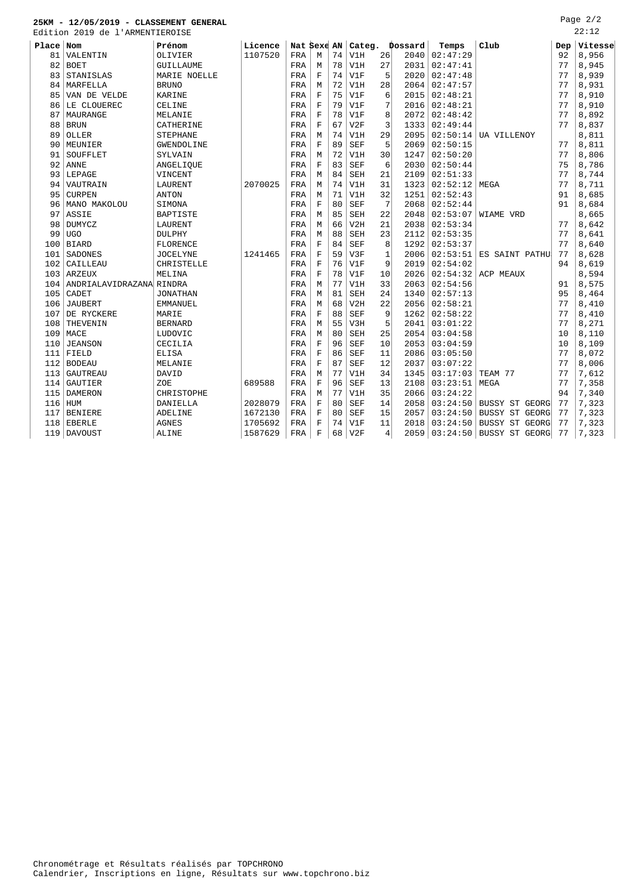**25KM - 12/05/2019 - CLASSEMENT GENERAL**

Edition 2019 de l'ARMENTIEROISE

22:12

| Place | Nom | Prénom | Licence | Nat | Sexe | AN | Categ. | | Dossard | Temps | Club | Dep | Vitesse |
|---|---|---|---|---|---|---|---|---|---|---|---|---|---|
| 81 | VALENTIN | OLIVIER | 1107520 | FRA | M | 74 | V1H | 26 | 2040 | 02:47:29 | | 92 | 8,956 |
| 82 | BOET | GUILLAUME | | FRA | M | 78 | V1H | 27 | 2031 | 02:47:41 | | 77 | 8,945 |
| 83 | STANISLAS | MARIE NOELLE | | FRA | F | 74 | V1F | 5 | 2020 | 02:47:48 | | 77 | 8,939 |
| 84 | MARFELLA | BRUNO | | FRA | M | 72 | V1H | 28 | 2064 | 02:47:57 | | 77 | 8,931 |
| 85 | VAN DE VELDE | KARINE | | FRA | F | 75 | V1F | 6 | 2015 | 02:48:21 | | 77 | 8,910 |
| 86 | LE CLOUEREC | CELINE | | FRA | F | 79 | V1F | 7 | 2016 | 02:48:21 | | 77 | 8,910 |
| 87 | MAURANGE | MELANIE | | FRA | F | 78 | V1F | 8 | 2072 | 02:48:42 | | 77 | 8,892 |
| 88 | BRUN | CATHERINE | | FRA | F | 67 | V2F | 3 | 1333 | 02:49:44 | | 77 | 8,837 |
| 89 | OLLER | STEPHANE | | FRA | M | 74 | V1H | 29 | 2095 | 02:50:14 | UA VILLENOY | | 8,811 |
| 90 | MEUNIER | GWENDOLINE | | FRA | F | 89 | SEF | 5 | 2069 | 02:50:15 | | 77 | 8,811 |
| 91 | SOUFFLET | SYLVAIN | | FRA | M | 72 | V1H | 30 | 1247 | 02:50:20 | | 77 | 8,806 |
| 92 | ANNE | ANGELIQUE | | FRA | F | 83 | SEF | 6 | 2030 | 02:50:44 | | 75 | 8,786 |
| 93 | LEPAGE | VINCENT | | FRA | M | 84 | SEH | 21 | 2109 | 02:51:33 | | 77 | 8,744 |
| 94 | VAUTRAIN | LAURENT | 2070025 | FRA | M | 74 | V1H | 31 | 1323 | 02:52:12 | MEGA | 77 | 8,711 |
| 95 | CURPEN | ANTON | | FRA | M | 71 | V1H | 32 | 1251 | 02:52:43 | | 91 | 8,685 |
| 96 | MANO MAKOLOU | SIMONA | | FRA | F | 80 | SEF | 7 | 2068 | 02:52:44 | | 91 | 8,684 |
| 97 | ASSIE | BAPTISTE | | FRA | M | 85 | SEH | 22 | 2048 | 02:53:07 | WIAME VRD | | 8,665 |
| 98 | DUMYCZ | LAURENT | | FRA | M | 66 | V2H | 21 | 2038 | 02:53:34 | | 77 | 8,642 |
| 99 | UGO | DULPHY | | FRA | M | 88 | SEH | 23 | 2112 | 02:53:35 | | 77 | 8,641 |
| 100 | BIARD | FLORENCE | | FRA | F | 84 | SEF | 8 | 1292 | 02:53:37 | | 77 | 8,640 |
| 101 | SADONES | JOCELYNE | 1241465 | FRA | F | 59 | V3F | 1 | 2006 | 02:53:51 | ES SAINT PATHU | 77 | 8,628 |
| 102 | CAILLEAU | CHRISTELLE | | FRA | F | 76 | V1F | 9 | 2019 | 02:54:02 | | 94 | 8,619 |
| 103 | ARZEUX | MELINA | | FRA | F | 78 | V1F | 10 | 2026 | 02:54:32 | ACP MEAUX | | 8,594 |
| 104 | ANDRIALAVIDRAZANA | RINDRA | | FRA | M | 77 | V1H | 33 | 2063 | 02:54:56 | | 91 | 8,575 |
| 105 | CADET | JONATHAN | | FRA | M | 81 | SEH | 24 | 1340 | 02:57:13 | | 95 | 8,464 |
| 106 | JAUBERT | EMMANUEL | | FRA | M | 68 | V2H | 22 | 2056 | 02:58:21 | | 77 | 8,410 |
| 107 | DE RYCKERE | MARIE | | FRA | F | 88 | SEF | 9 | 1262 | 02:58:22 | | 77 | 8,410 |
| 108 | THEVENIN | BERNARD | | FRA | M | 55 | V3H | 5 | 2041 | 03:01:22 | | 77 | 8,271 |
| 109 | MACE | LUDOVIC | | FRA | M | 80 | SEH | 25 | 2054 | 03:04:58 | | 10 | 8,110 |
| 110 | JEANSON | CECILIA | | FRA | F | 96 | SEF | 10 | 2053 | 03:04:59 | | 10 | 8,109 |
| 111 | FIELD | ELISA | | FRA | F | 86 | SEF | 11 | 2086 | 03:05:50 | | 77 | 8,072 |
| 112 | BODEAU | MELANIE | | FRA | F | 87 | SEF | 12 | 2037 | 03:07:22 | | 77 | 8,006 |
| 113 | GAUTREAU | DAVID | | FRA | M | 77 | V1H | 34 | 1345 | 03:17:03 | TEAM 77 | 77 | 7,612 |
| 114 | GAUTIER | ZOE | 689588 | FRA | F | 96 | SEF | 13 | 2108 | 03:23:51 | MEGA | 77 | 7,358 |
| 115 | DAMERON | CHRISTOPHE | | FRA | M | 77 | V1H | 35 | 2066 | 03:24:22 | | 94 | 7,340 |
| 116 | HUM | DANIELLA | 2028079 | FRA | F | 80 | SEF | 14 | 2058 | 03:24:50 | BUSSY ST GEORG | 77 | 7,323 |
| 117 | BENIERE | ADELINE | 1672130 | FRA | F | 80 | SEF | 15 | 2057 | 03:24:50 | BUSSY ST GEORG | 77 | 7,323 |
| 118 | EBERLE | AGNES | 1705692 | FRA | F | 74 | V1F | 11 | 2018 | 03:24:50 | BUSSY ST GEORG | 77 | 7,323 |
| 119 | DAVOUST | ALINE | 1587629 | FRA | F | 68 | V2F | 4 | 2059 | 03:24:50 | BUSSY ST GEORG | 77 | 7,323 |

Chronométrage et Résultats réalisés par TOPCHRONO
Calendrier, Inscriptions en ligne, Résultats sur www.topchrono.biz